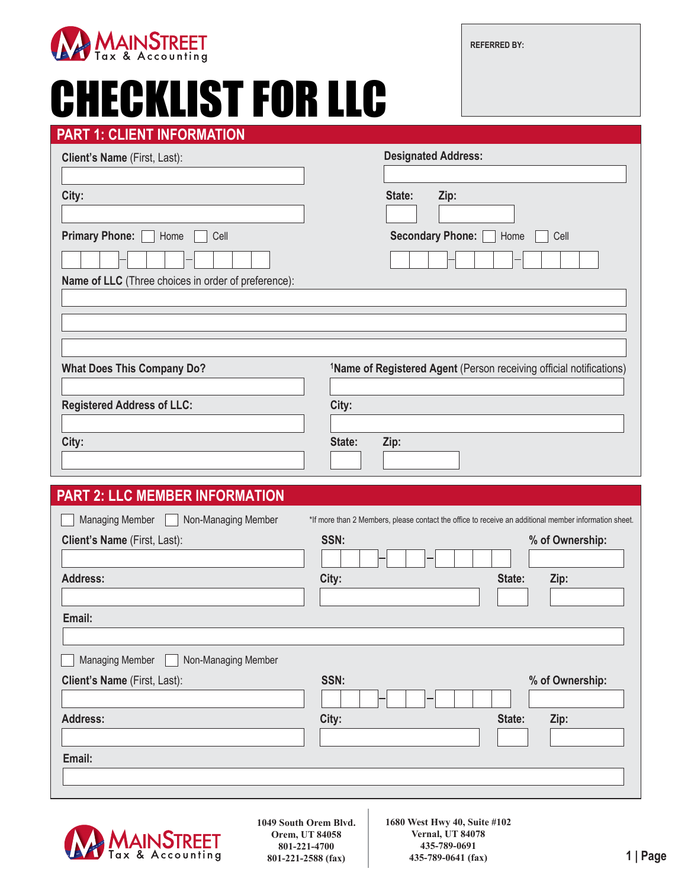**MAINSTREET** Tax & Accounting

**REFERRED BY:**

# CHECKLIST FOR LLC

## PART 1: CLIENT INFORMATION

**Client's Name** (First, Last):

**Designated Address:**

**City:**

**State:** **Zip:**

**Primary Phone:** ☐ Home ☐ Cell

**Secondary Phone:** ☐ Home ☐ Cell

**Name of LLC** (Three choices in order of preference):

**What Does This Company Do?**

[1]**Name of Registered Agent** (Person receiving official notifications)

**Registered Address of LLC:**

**City:**

**City:**

**State:** **Zip:**

## PART 2: LLC MEMBER INFORMATION

☐ Managing Member ☐ Non-Managing Member

*If more than 2 Members, please contact the office to receive an additional member information sheet.

**Client's Name** (First, Last):

**SSN:**

**% of Ownership:**

**Address:**

**City:**

**State:** **Zip:**

**Email:**

☐ Managing Member ☐ Non-Managing Member

**Client's Name** (First, Last):

**SSN:**

**% of Ownership:**

**Address:**

**City:**

**State:** **Zip:**

**Email:**

**MAINSTREET** Tax & Accounting

1049 South Orem Blvd.
Orem, UT 84058
801-221-4700
801-221-2588 (fax)

1680 West Hwy 40, Suite #102
Vernal, UT 84078
435-789-0691
435-789-0641 (fax)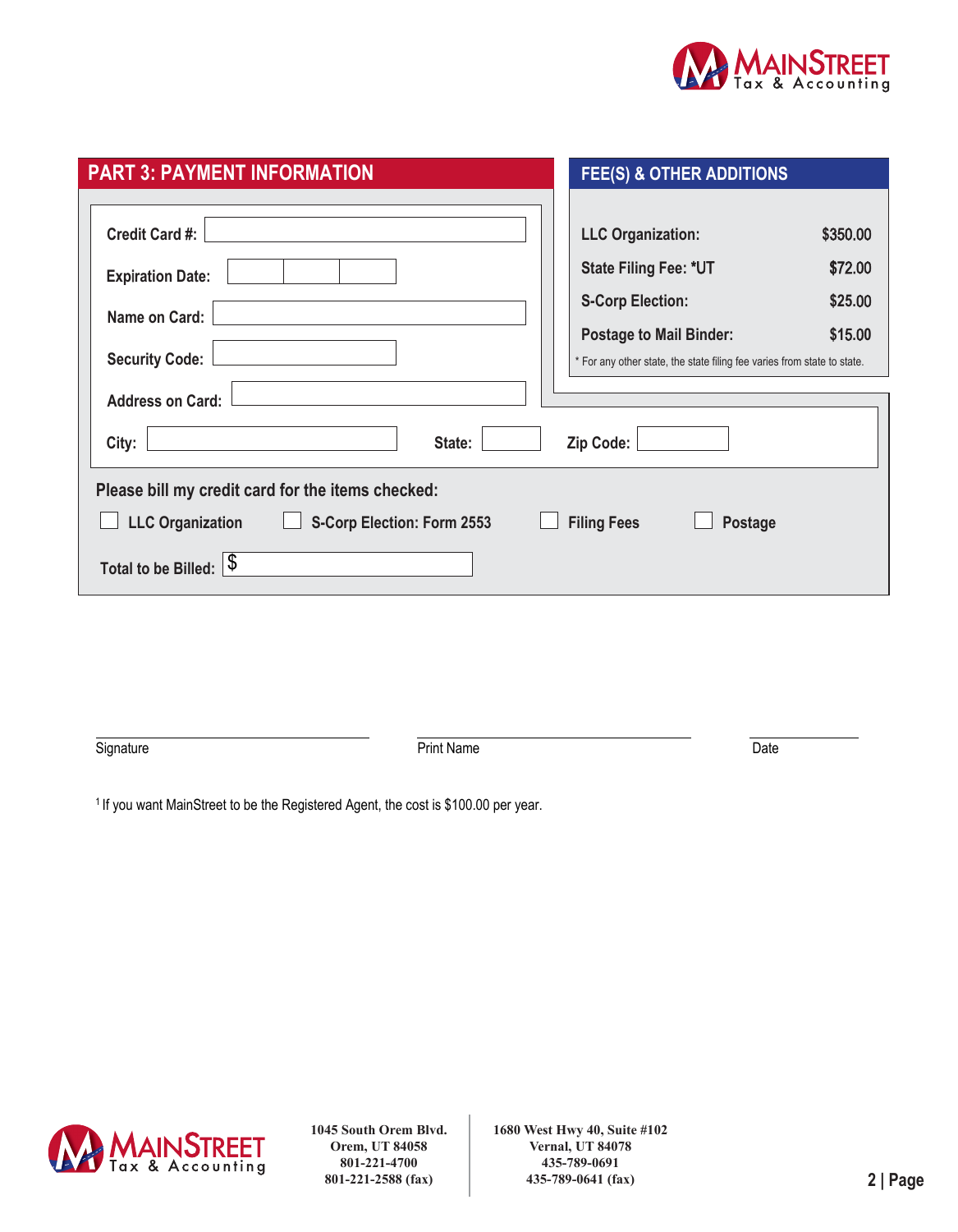## PART 3: PAYMENT INFORMATION

Credit Card #: ____________________

Expiration Date: ____ / ____ / ____

Name on Card: ____________________

Security Code: ____________________

Address on Card: ____________________

City: ____________________ State: ________ Zip Code: ________

## FEE(S) & OTHER ADDITIONS

| | |
|---|---|
| **LLC Organization:** | $350.00 |
| **State Filing Fee: *UT** | $72.00 |
| **S-Corp Election:** | $25.00 |
| **Postage to Mail Binder:** | $15.00 |

* For any other state, the state filing fee varies from state to state.

**Please bill my credit card for the items checked:**

- ☐ LLC Organization
- ☐ S-Corp Election: Form 2553
- ☐ Filing Fees
- ☐ Postage

**Total to be Billed:** $ ____________________

____________________ ____________________ ____________________

Signature Print Name Date

[1] If you want MainStreet to be the Registered Agent, the cost is $100.00 per year.

**MainStreet Tax & Accounting**

1045 South Orem Blvd.
Orem, UT 84058
801-221-4700
801-221-2588 (fax)

1680 West Hwy 40, Suite #102
Vernal, UT 84078
435-789-0691
435-789-0641 (fax)